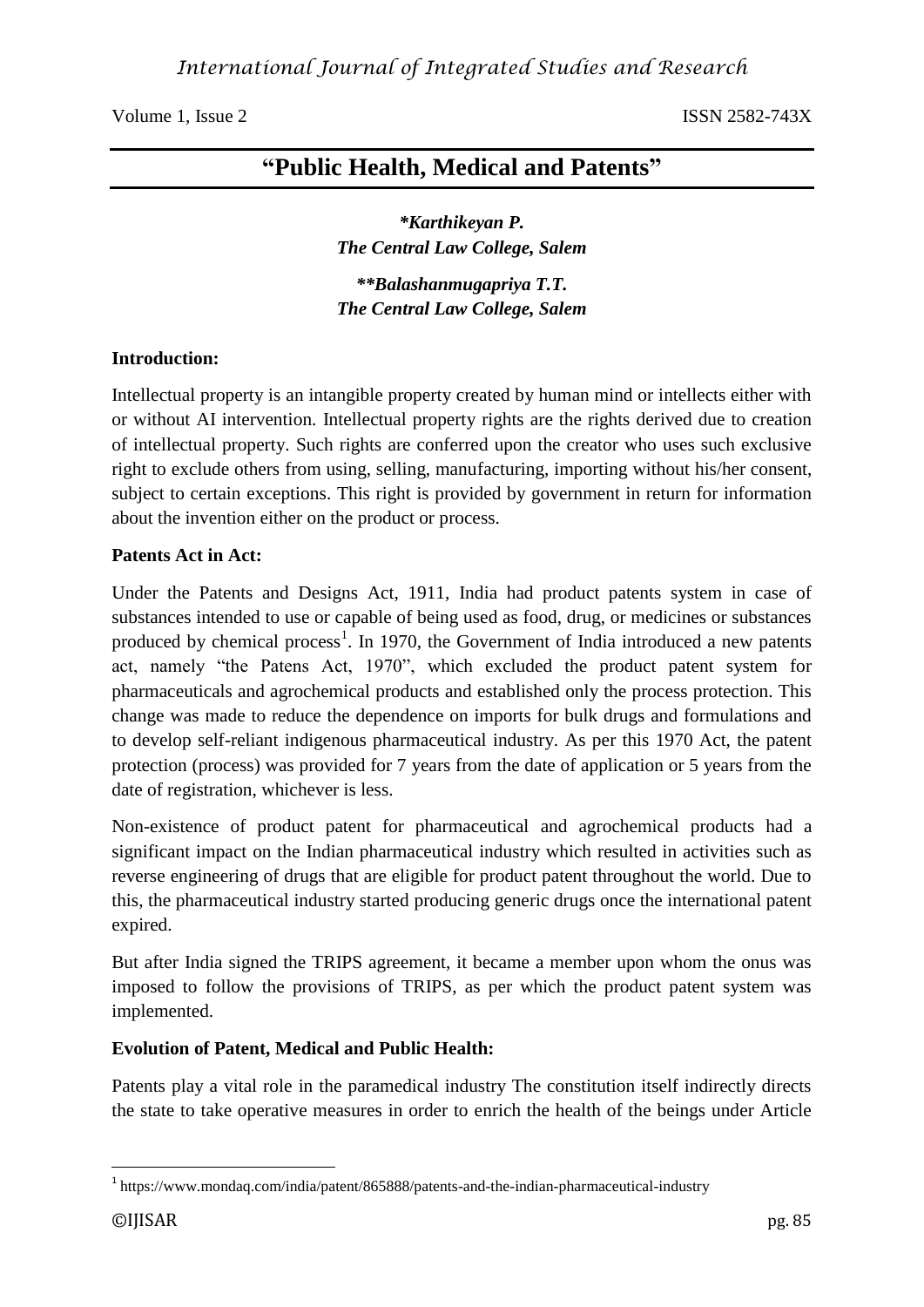# "Public Health, Medical and Patents"

***Karthikeyan P.**
***The Central Law College, Salem***

****Balashanmugapriya T.T.**
***The Central Law College, Salem***

**Introduction:**

Intellectual property is an intangible property created by human mind or intellects either with or without AI intervention. Intellectual property rights are the rights derived due to creation of intellectual property. Such rights are conferred upon the creator who uses such exclusive right to exclude others from using, selling, manufacturing, importing without his/her consent, subject to certain exceptions. This right is provided by government in return for information about the invention either on the product or process.

**Patents Act in Act:**

Under the Patents and Designs Act, 1911, India had product patents system in case of substances intended to use or capable of being used as food, drug, or medicines or substances produced by chemical process[1]. In 1970, the Government of India introduced a new patents act, namely "the Patens Act, 1970", which excluded the product patent system for pharmaceuticals and agrochemical products and established only the process protection. This change was made to reduce the dependence on imports for bulk drugs and formulations and to develop self-reliant indigenous pharmaceutical industry. As per this 1970 Act, the patent protection (process) was provided for 7 years from the date of application or 5 years from the date of registration, whichever is less.

Non-existence of product patent for pharmaceutical and agrochemical products had a significant impact on the Indian pharmaceutical industry which resulted in activities such as reverse engineering of drugs that are eligible for product patent throughout the world. Due to this, the pharmaceutical industry started producing generic drugs once the international patent expired.

But after India signed the TRIPS agreement, it became a member upon whom the onus was imposed to follow the provisions of TRIPS, as per which the product patent system was implemented.

**Evolution of Patent, Medical and Public Health:**

Patents play a vital role in the paramedical industry The constitution itself indirectly directs the state to take operative measures in order to enrich the health of the beings under Article

[1] https://www.mondaq.com/india/patent/865888/patents-and-the-indian-pharmaceutical-industry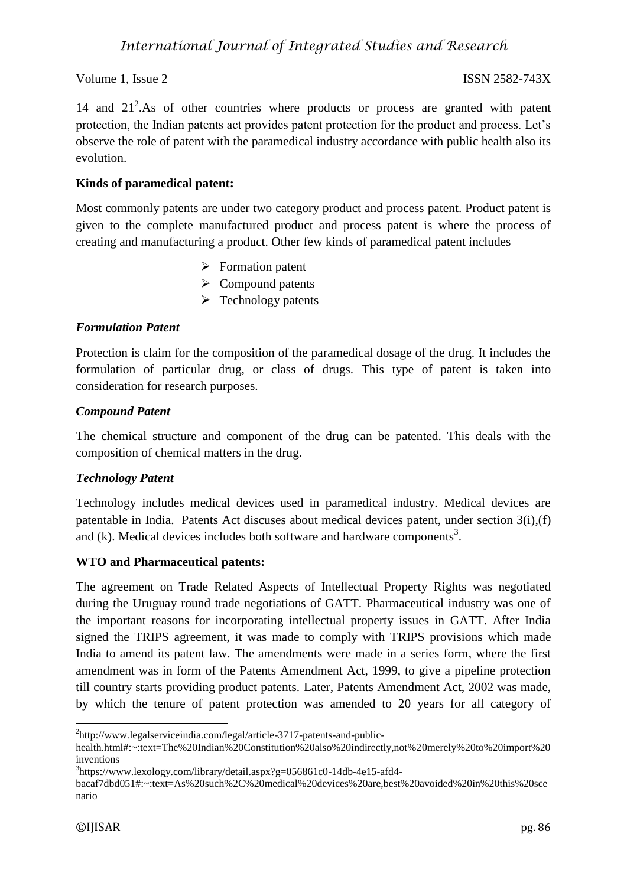14 and 21[2].As of other countries where products or process are granted with patent protection, the Indian patents act provides patent protection for the product and process. Let's observe the role of patent with the paramedical industry accordance with public health also its evolution.

**Kinds of paramedical patent:**

Most commonly patents are under two category product and process patent. Product patent is given to the complete manufactured product and process patent is where the process of creating and manufacturing a product. Other few kinds of paramedical patent includes

- Formation patent
- Compound patents
- Technology patents

***Formulation Patent***

Protection is claim for the composition of the paramedical dosage of the drug. It includes the formulation of particular drug, or class of drugs. This type of patent is taken into consideration for research purposes.

***Compound Patent***

The chemical structure and component of the drug can be patented. This deals with the composition of chemical matters in the drug.

***Technology Patent***

Technology includes medical devices used in paramedical industry. Medical devices are patentable in India. Patents Act discuses about medical devices patent, under section 3(i),(f) and (k). Medical devices includes both software and hardware components[3].

**WTO and Pharmaceutical patents:**

The agreement on Trade Related Aspects of Intellectual Property Rights was negotiated during the Uruguay round trade negotiations of GATT. Pharmaceutical industry was one of the important reasons for incorporating intellectual property issues in GATT. After India signed the TRIPS agreement, it was made to comply with TRIPS provisions which made India to amend its patent law. The amendments were made in a series form, where the first amendment was in form of the Patents Amendment Act, 1999, to give a pipeline protection till country starts providing product patents. Later, Patents Amendment Act, 2002 was made, by which the tenure of patent protection was amended to 20 years for all category of

---

[2] http://www.legalserviceindia.com/legal/article-3717-patents-and-public-health.html#:~:text=The%20Indian%20Constitution%20also%20indirectly,not%20merely%20to%20import%20inventions

[3] https://www.lexology.com/library/detail.aspx?g=056861c0-14db-4e15-afd4-bacaf7dbd051#:~:text=As%20such%2C%20medical%20devices%20are,best%20avoided%20in%20this%20scenario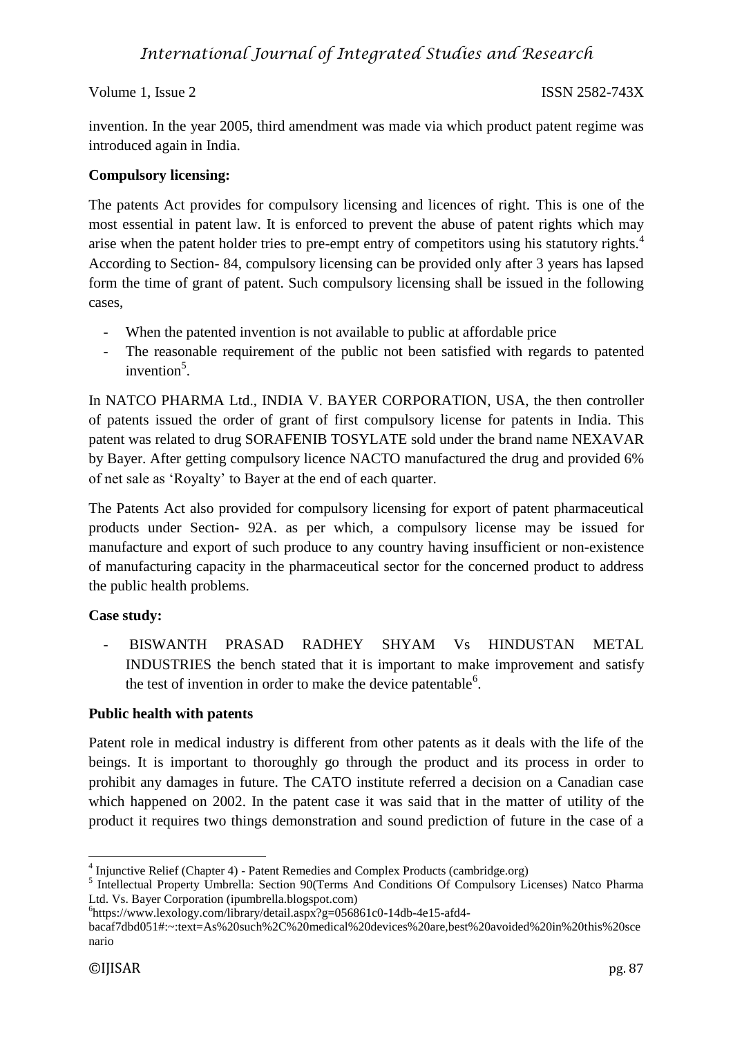invention. In the year 2005, third amendment was made via which product patent regime was introduced again in India.

**Compulsory licensing:**

The patents Act provides for compulsory licensing and licences of right. This is one of the most essential in patent law. It is enforced to prevent the abuse of patent rights which may arise when the patent holder tries to pre-empt entry of competitors using his statutory rights.[4] According to Section- 84, compulsory licensing can be provided only after 3 years has lapsed form the time of grant of patent. Such compulsory licensing shall be issued in the following cases,

- When the patented invention is not available to public at affordable price
- The reasonable requirement of the public not been satisfied with regards to patented invention[5].

In NATCO PHARMA Ltd., INDIA V. BAYER CORPORATION, USA, the then controller of patents issued the order of grant of first compulsory license for patents in India. This patent was related to drug SORAFENIB TOSYLATE sold under the brand name NEXAVAR by Bayer. After getting compulsory licence NACTO manufactured the drug and provided 6% of net sale as 'Royalty' to Bayer at the end of each quarter.

The Patents Act also provided for compulsory licensing for export of patent pharmaceutical products under Section- 92A. as per which, a compulsory license may be issued for manufacture and export of such produce to any country having insufficient or non-existence of manufacturing capacity in the pharmaceutical sector for the concerned product to address the public health problems.

**Case study:**

- BISWANTH PRASAD RADHEY SHYAM Vs HINDUSTAN METAL INDUSTRIES the bench stated that it is important to make improvement and satisfy the test of invention in order to make the device patentable[6].

**Public health with patents**

Patent role in medical industry is different from other patents as it deals with the life of the beings. It is important to thoroughly go through the product and its process in order to prohibit any damages in future. The CATO institute referred a decision on a Canadian case which happened on 2002. In the patent case it was said that in the matter of utility of the product it requires two things demonstration and sound prediction of future in the case of a

---

[4] Injunctive Relief (Chapter 4) - Patent Remedies and Complex Products (cambridge.org)

[5] Intellectual Property Umbrella: Section 90(Terms And Conditions Of Compulsory Licenses) Natco Pharma Ltd. Vs. Bayer Corporation (ipumbrella.blogspot.com)

[6]https://www.lexology.com/library/detail.aspx?g=056861c0-14db-4e15-afd4-bacaf7dbd051#:~:text=As%20such%2C%20medical%20devices%20are,best%20avoided%20in%20this%20scenario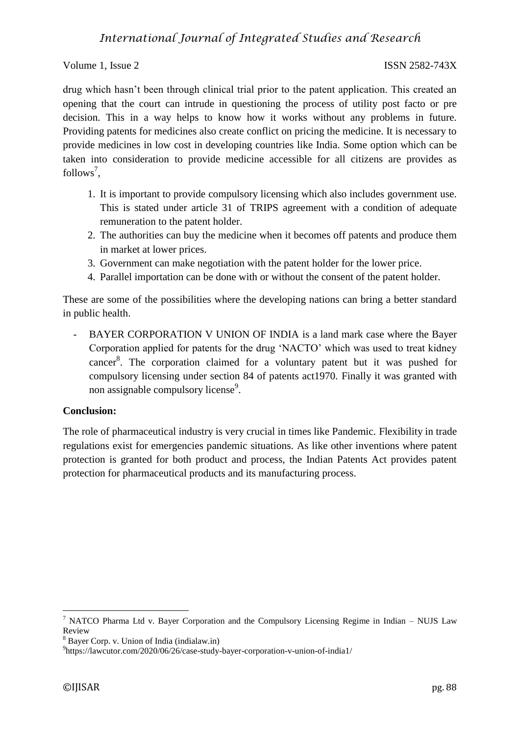drug which hasn't been through clinical trial prior to the patent application. This created an opening that the court can intrude in questioning the process of utility post facto or pre decision. This in a way helps to know how it works without any problems in future. Providing patents for medicines also create conflict on pricing the medicine. It is necessary to provide medicines in low cost in developing countries like India. Some option which can be taken into consideration to provide medicine accessible for all citizens are provides as follows[7],

1. It is important to provide compulsory licensing which also includes government use. This is stated under article 31 of TRIPS agreement with a condition of adequate remuneration to the patent holder.
2. The authorities can buy the medicine when it becomes off patents and produce them in market at lower prices.
3. Government can make negotiation with the patent holder for the lower price.
4. Parallel importation can be done with or without the consent of the patent holder.

These are some of the possibilities where the developing nations can bring a better standard in public health.

- BAYER CORPORATION V UNION OF INDIA is a land mark case where the Bayer Corporation applied for patents for the drug 'NACTO' which was used to treat kidney cancer[8]. The corporation claimed for a voluntary patent but it was pushed for compulsory licensing under section 84 of patents act1970. Finally it was granted with non assignable compulsory license[9].

**Conclusion:**

The role of pharmaceutical industry is very crucial in times like Pandemic. Flexibility in trade regulations exist for emergencies pandemic situations. As like other inventions where patent protection is granted for both product and process, the Indian Patents Act provides patent protection for pharmaceutical products and its manufacturing process.

---

[7] NATCO Pharma Ltd v. Bayer Corporation and the Compulsory Licensing Regime in Indian – NUJS Law Review

[8] Bayer Corp. v. Union of India (indialaw.in)

[9] https://lawcutor.com/2020/06/26/case-study-bayer-corporation-v-union-of-india1/